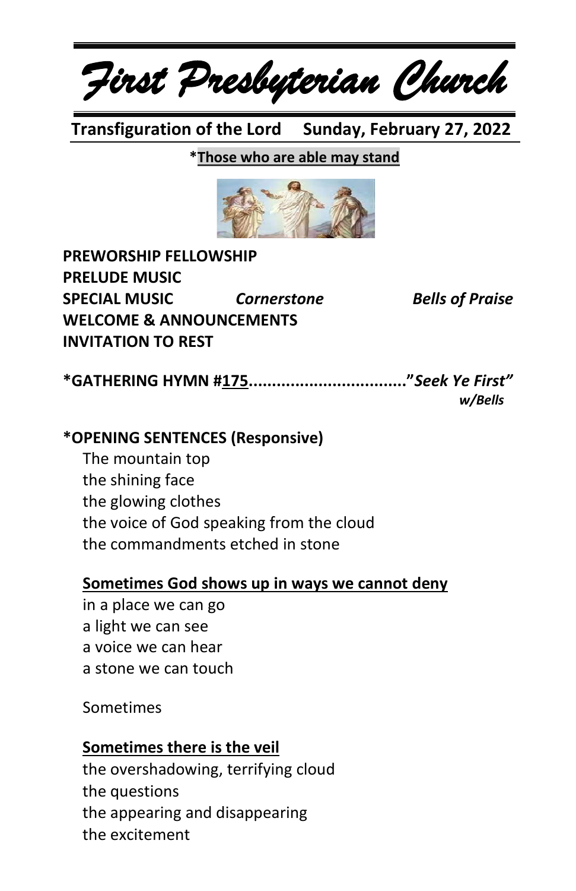# *First Presbyterian Church*

**Transfiguration of the Lord Sunday, February 27, 2022**

***Those who are able may stand**

**PREWORSHIP FELLOWSHIP**
**PRELUDE MUSIC**
**SPECIAL MUSIC** ***Cornerstone*** ***Bells of Praise***
**WELCOME & ANNOUNCEMENTS**
**INVITATION TO REST**

**\*GATHERING HYMN #175..................................*"Seek Ye First"***
***w/Bells***

**\*OPENING SENTENCES (Responsive)**

The mountain top
the shining face
the glowing clothes
the voice of God speaking from the cloud
the commandments etched in stone

**Sometimes God shows up in ways we cannot deny**
in a place we can go
a light we can see
a voice we can hear
a stone we can touch

Sometimes

**Sometimes there is the veil**
the overshadowing, terrifying cloud
the questions
the appearing and disappearing
the excitement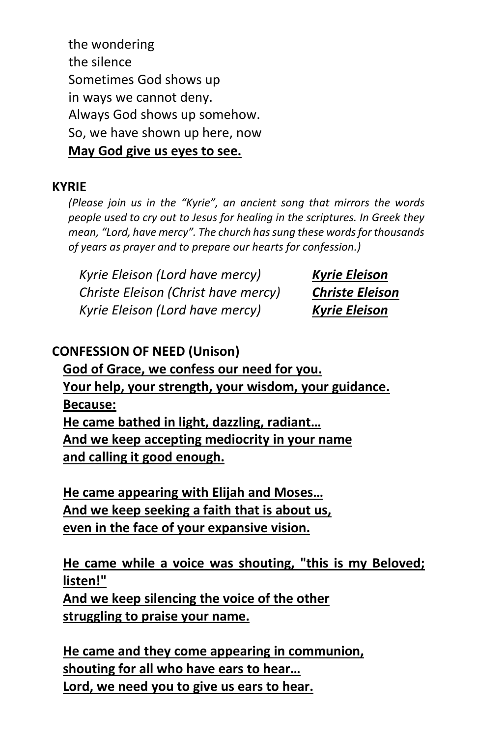the wondering
the silence
Sometimes God shows up
in ways we cannot deny.
Always God shows up somehow.
So, we have shown up here, now
**May God give us eyes to see.**

**KYRIE**

*(Please join us in the "Kyrie", an ancient song that mirrors the words people used to cry out to Jesus for healing in the scriptures. In Greek they mean, "Lord, have mercy". The church has sung these words for thousands of years as prayer and to prepare our hearts for confession.)*

*Kyrie Eleison (Lord have mercy)* — ***Kyrie Eleison***
*Christe Eleison (Christ have mercy)* — ***Christe Eleison***
*Kyrie Eleison (Lord have mercy)* — ***Kyrie Eleison***

**CONFESSION OF NEED (Unison)**

**God of Grace, we confess our need for you.
Your help, your strength, your wisdom, your guidance.
Because:
He came bathed in light, dazzling, radiant…
And we keep accepting mediocrity in your name
and calling it good enough.**

**He came appearing with Elijah and Moses…
And we keep seeking a faith that is about us,
even in the face of your expansive vision.**

**He came while a voice was shouting, "this is my Beloved; listen!"
And we keep silencing the voice of the other
struggling to praise your name.**

**He came and they come appearing in communion,
shouting for all who have ears to hear…
Lord, we need you to give us ears to hear.**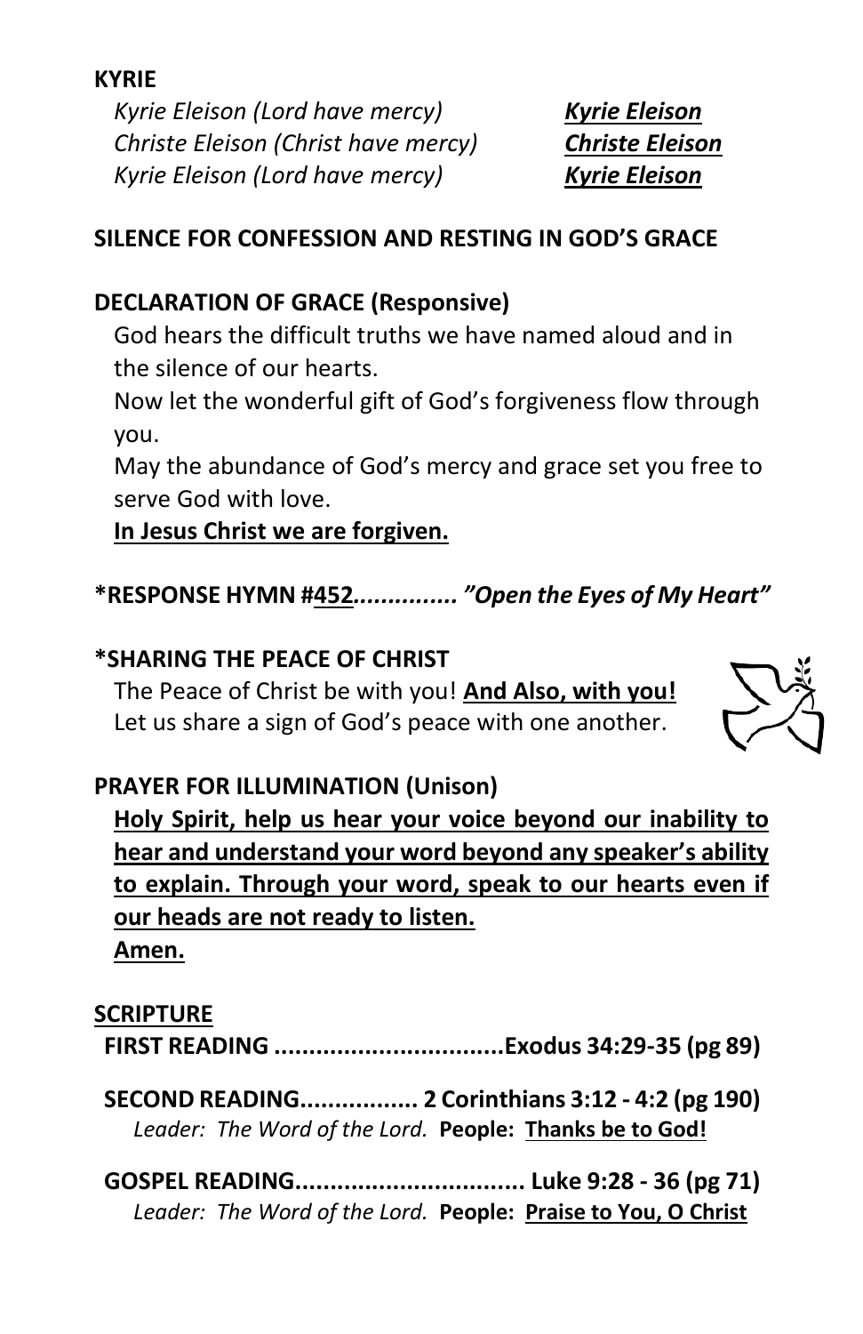**KYRIE**

*Kyrie Eleison (Lord have mercy)* ***Kyrie Eleison***
*Christe Eleison (Christ have mercy)* ***Christe Eleison***
*Kyrie Eleison (Lord have mercy)* ***Kyrie Eleison***

**SILENCE FOR CONFESSION AND RESTING IN GOD'S GRACE**

**DECLARATION OF GRACE (Responsive)**

God hears the difficult truths we have named aloud and in the silence of our hearts.
Now let the wonderful gift of God's forgiveness flow through you.
May the abundance of God's mercy and grace set you free to serve God with love.
**In Jesus Christ we are forgiven.**

**\*RESPONSE HYMN #452..............** ***"Open the Eyes of My Heart"***

**\*SHARING THE PEACE OF CHRIST**

The Peace of Christ be with you! **And Also, with you!**
Let us share a sign of God's peace with one another.

**PRAYER FOR ILLUMINATION (Unison)**

**Holy Spirit, help us hear your voice beyond our inability to hear and understand your word beyond any speaker's ability to explain. Through your word, speak to our hearts even if our heads are not ready to listen.**
**Amen.**

**SCRIPTURE**

**FIRST READING .................................Exodus 34:29-35 (pg 89)**

**SECOND READING................. 2 Corinthians 3:12 - 4:2 (pg 190)**
*Leader: The Word of the Lord.* **People: Thanks be to God!**

**GOSPEL READING................................. Luke 9:28 - 36 (pg 71)**
*Leader: The Word of the Lord.* **People: Praise to You, O Christ**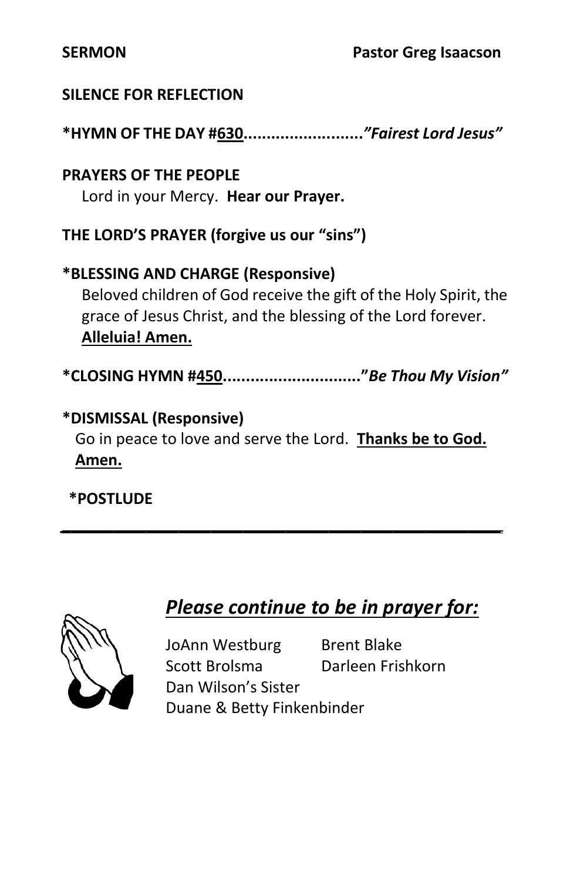**SERMON** **Pastor Greg Isaacson**

**SILENCE FOR REFLECTION**

***HYMN OF THE DAY #630**..........................*"Fairest Lord Jesus"***

**PRAYERS OF THE PEOPLE**

Lord in your Mercy. **Hear our Prayer.**

**THE LORD'S PRAYER (forgive us our "sins")**

***BLESSING AND CHARGE (Responsive)**

Beloved children of God receive the gift of the Holy Spirit, the grace of Jesus Christ, and the blessing of the Lord forever. **Alleluia! Amen.**

***CLOSING HYMN #450**..............................**"*Be Thou My Vision"***

***DISMISSAL (Responsive)**

Go in peace to love and serve the Lord. **Thanks be to God. Amen.**

***POSTLUDE**

---

## *Please continue to be in prayer for:*

JoAnn Westburg
Brent Blake
Scott Brolsma
Darleen Frishkorn
Dan Wilson's Sister
Duane & Betty Finkenbinder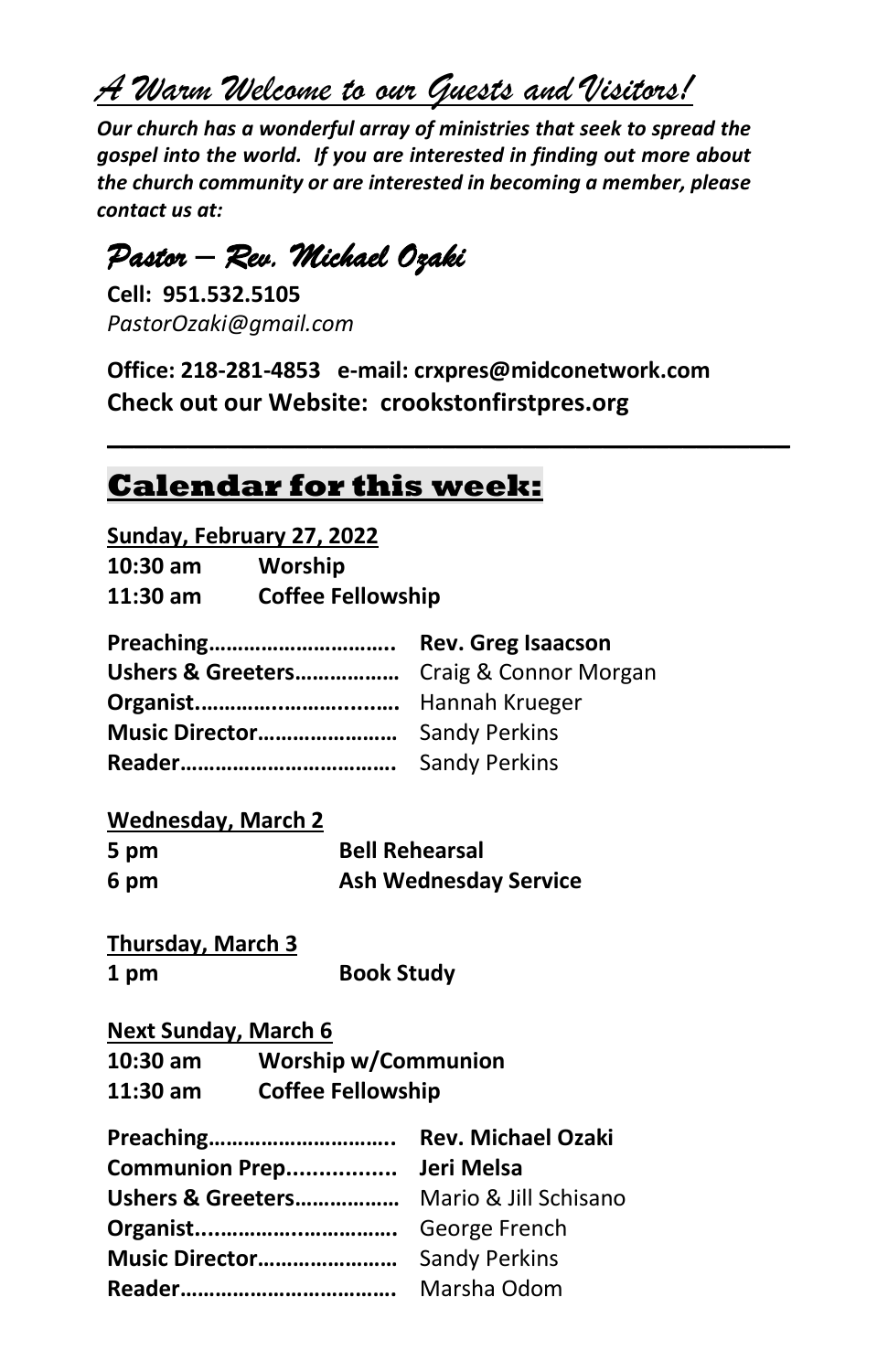# *A Warm Welcome to our Guests and Visitors!*

***Our church has a wonderful array of ministries that seek to spread the gospel into the world. If you are interested in finding out more about the church community or are interested in becoming a member, please contact us at:***

## *Pastor – Rev. Michael Ozaki*

**Cell: 951.532.5105**
*PastorOzaki@gmail.com*

**Office: 218-281-4853 e-mail: crxpres@midconetwork.com**
**Check out our Website: crookstonfirstpres.org**

---

## Calendar for this week:

**Sunday, February 27, 2022**

**10:30 am** **Worship**
**11:30 am** **Coffee Fellowship**

**Preaching…………………………..** **Rev. Greg Isaacson**
**Ushers & Greeters………………** Craig & Connor Morgan
**Organist.……………….……..….** Hannah Krueger
**Music Director……………………** Sandy Perkins
**Reader……………………………….** Sandy Perkins

**Wednesday, March 2**

**5 pm** **Bell Rehearsal**
**6 pm** **Ash Wednesday Service**

**Thursday, March 3**

**1 pm** **Book Study**

**Next Sunday, March 6**

**10:30 am** **Worship w/Communion**
**11:30 am** **Coffee Fellowship**

**Preaching…………………………..** **Rev. Michael Ozaki**
**Communion Prep................** **Jeri Melsa**
**Ushers & Greeters………………** Mario & Jill Schisano
**Organist...............…………….** George French
**Music Director……………………** Sandy Perkins
**Reader……………………………….** Marsha Odom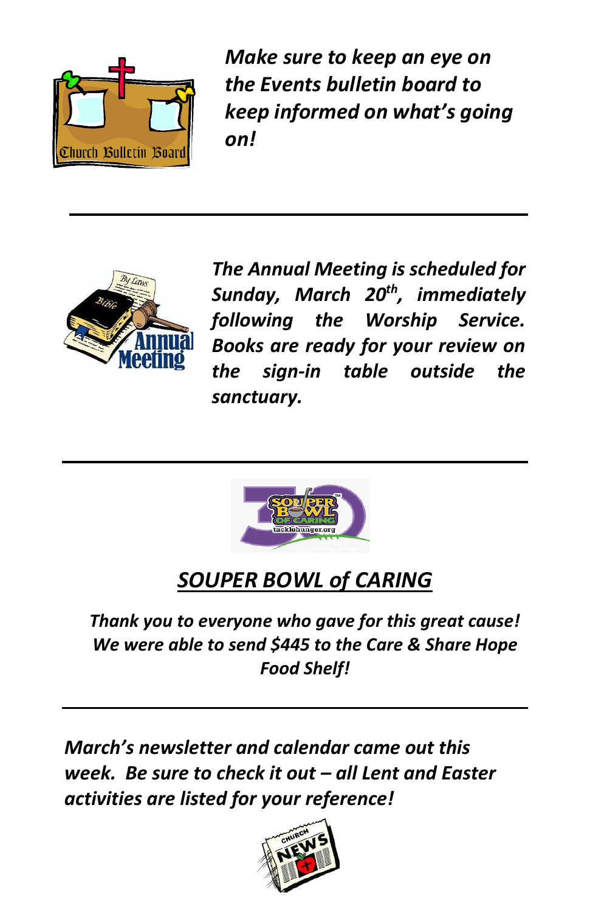***Make sure to keep an eye on the Events bulletin board to keep informed on what's going on!***

---

***The Annual Meeting is scheduled for Sunday, March 20th, immediately following the Worship Service. Books are ready for your review on the sign-in table outside the sanctuary.***

---

## *SOUPER BOWL of CARING*

***Thank you to everyone who gave for this great cause! We were able to send $445 to the Care & Share Hope Food Shelf!***

---

***March's newsletter and calendar came out this week. Be sure to check it out – all Lent and Easter activities are listed for your reference!***